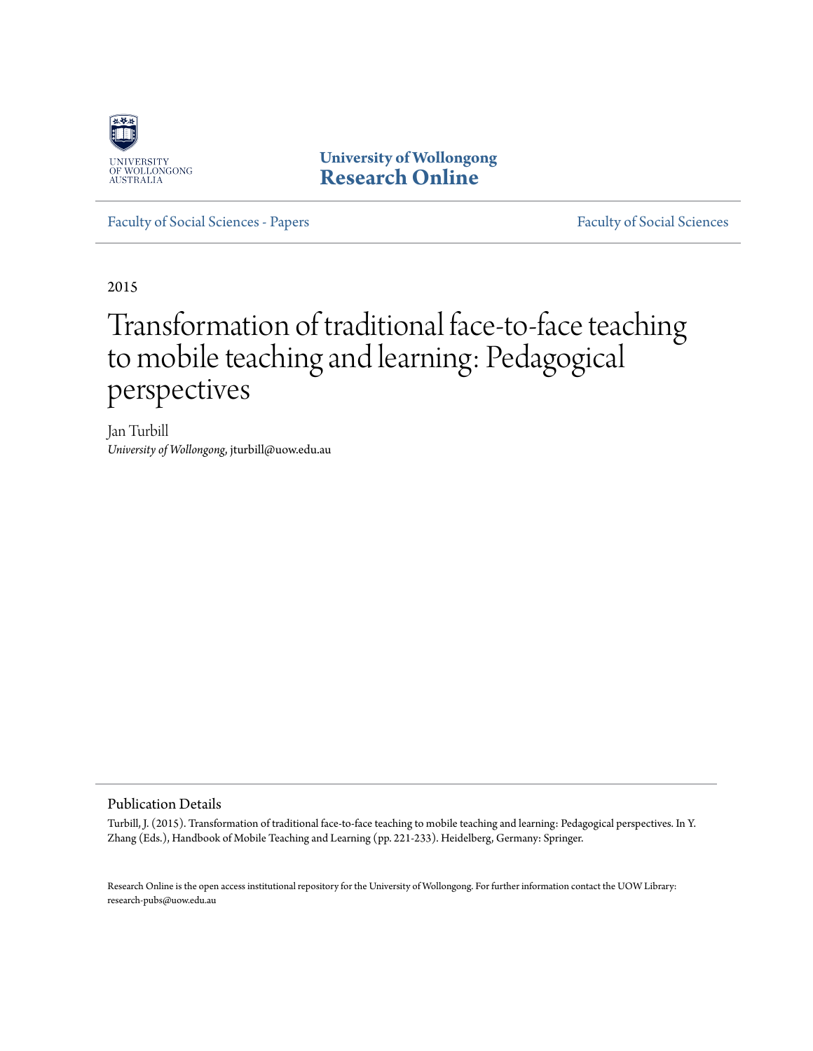UNIVERSITY OF WOLLONGONG AUSTRALIA

**University of Wollongong**
**Research Online**

Faculty of Social Sciences - Papers | Faculty of Social Sciences

2015

# Transformation of traditional face-to-face teaching to mobile teaching and learning: Pedagogical perspectives

Jan Turbill
*University of Wollongong*, jturbill@uow.edu.au

## Publication Details

Turbill, J. (2015). Transformation of traditional face-to-face teaching to mobile teaching and learning: Pedagogical perspectives. In Y. Zhang (Eds.), Handbook of Mobile Teaching and Learning (pp. 221-233). Heidelberg, Germany: Springer.

Research Online is the open access institutional repository for the University of Wollongong. For further information contact the UOW Library: research-pubs@uow.edu.au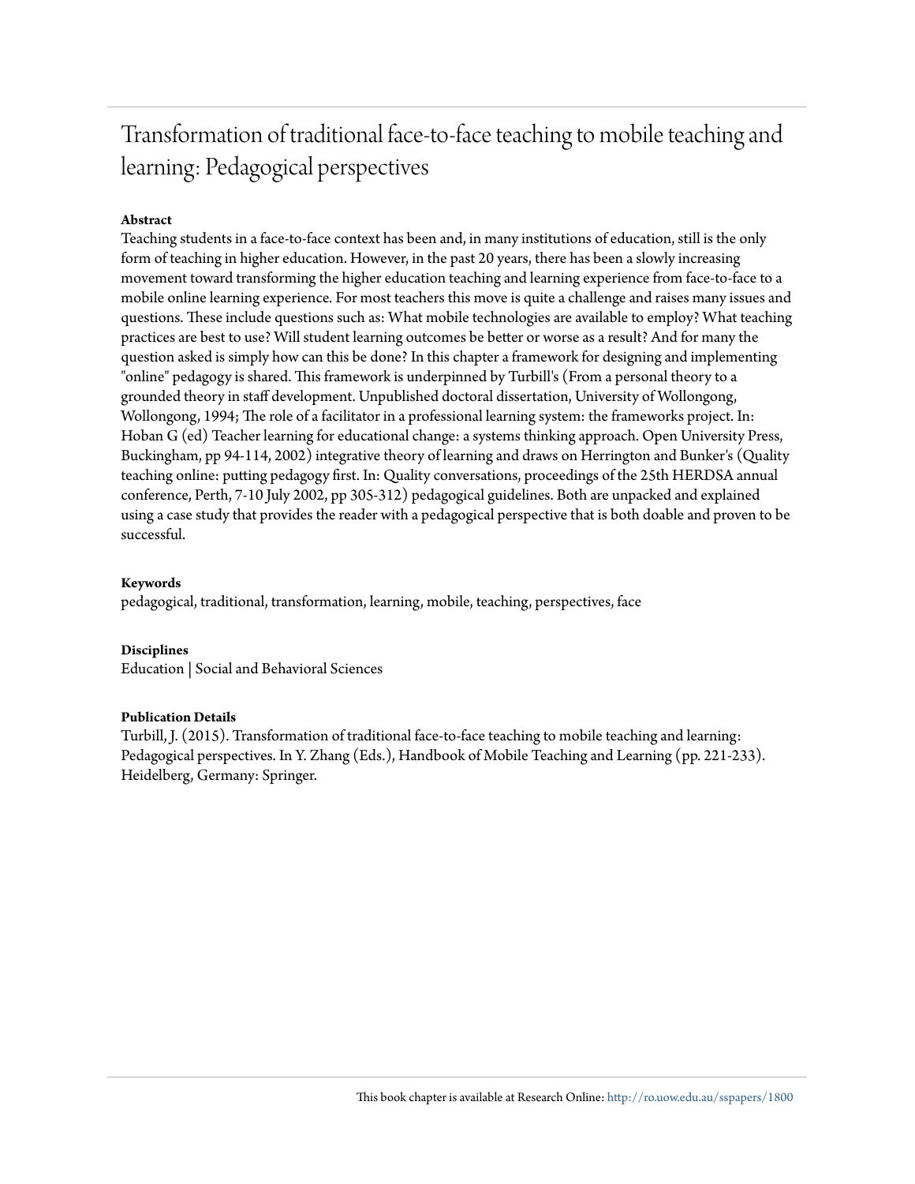# Transformation of traditional face-to-face teaching to mobile teaching and learning: Pedagogical perspectives

**Abstract**

Teaching students in a face-to-face context has been and, in many institutions of education, still is the only form of teaching in higher education. However, in the past 20 years, there has been a slowly increasing movement toward transforming the higher education teaching and learning experience from face-to-face to a mobile online learning experience. For most teachers this move is quite a challenge and raises many issues and questions. These include questions such as: What mobile technologies are available to employ? What teaching practices are best to use? Will student learning outcomes be better or worse as a result? And for many the question asked is simply how can this be done? In this chapter a framework for designing and implementing "online" pedagogy is shared. This framework is underpinned by Turbill's (From a personal theory to a grounded theory in staff development. Unpublished doctoral dissertation, University of Wollongong, Wollongong, 1994; The role of a facilitator in a professional learning system: the frameworks project. In: Hoban G (ed) Teacher learning for educational change: a systems thinking approach. Open University Press, Buckingham, pp 94-114, 2002) integrative theory of learning and draws on Herrington and Bunker's (Quality teaching online: putting pedagogy first. In: Quality conversations, proceedings of the 25th HERDSA annual conference, Perth, 7-10 July 2002, pp 305-312) pedagogical guidelines. Both are unpacked and explained using a case study that provides the reader with a pedagogical perspective that is both doable and proven to be successful.

**Keywords**

pedagogical, traditional, transformation, learning, mobile, teaching, perspectives, face

**Disciplines**

Education | Social and Behavioral Sciences

**Publication Details**

Turbill, J. (2015). Transformation of traditional face-to-face teaching to mobile teaching and learning: Pedagogical perspectives. In Y. Zhang (Eds.), Handbook of Mobile Teaching and Learning (pp. 221-233). Heidelberg, Germany: Springer.

This book chapter is available at Research Online: http://ro.uow.edu.au/sspapers/1800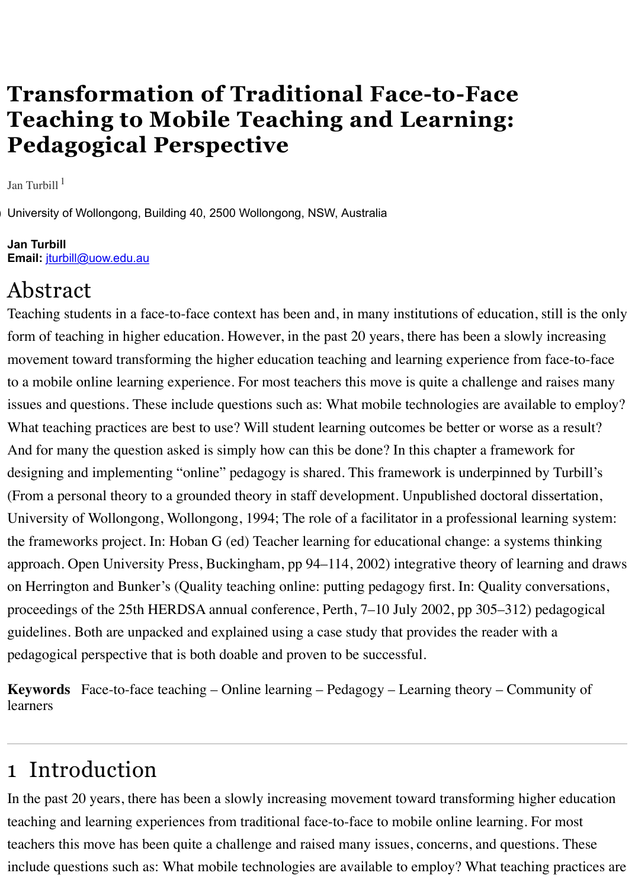# Transformation of Traditional Face-to-Face Teaching to Mobile Teaching and Learning: Pedagogical Perspective

Jan Turbill [1]

University of Wollongong, Building 40, 2500 Wollongong, NSW, Australia

**Jan Turbill**
**Email:** jturbill@uow.edu.au

## Abstract

Teaching students in a face-to-face context has been and, in many institutions of education, still is the only form of teaching in higher education. However, in the past 20 years, there has been a slowly increasing movement toward transforming the higher education teaching and learning experience from face-to-face to a mobile online learning experience. For most teachers this move is quite a challenge and raises many issues and questions. These include questions such as: What mobile technologies are available to employ? What teaching practices are best to use? Will student learning outcomes be better or worse as a result? And for many the question asked is simply how can this be done? In this chapter a framework for designing and implementing "online" pedagogy is shared. This framework is underpinned by Turbill's (From a personal theory to a grounded theory in staff development. Unpublished doctoral dissertation, University of Wollongong, Wollongong, 1994; The role of a facilitator in a professional learning system: the frameworks project. In: Hoban G (ed) Teacher learning for educational change: a systems thinking approach. Open University Press, Buckingham, pp 94–114, 2002) integrative theory of learning and draws on Herrington and Bunker's (Quality teaching online: putting pedagogy first. In: Quality conversations, proceedings of the 25th HERDSA annual conference, Perth, 7–10 July 2002, pp 305–312) pedagogical guidelines. Both are unpacked and explained using a case study that provides the reader with a pedagogical perspective that is both doable and proven to be successful.

**Keywords** Face-to-face teaching – Online learning – Pedagogy – Learning theory – Community of learners

## 1 Introduction

In the past 20 years, there has been a slowly increasing movement toward transforming higher education teaching and learning experiences from traditional face-to-face to mobile online learning. For most teachers this move has been quite a challenge and raised many issues, concerns, and questions. These include questions such as: What mobile technologies are available to employ? What teaching practices are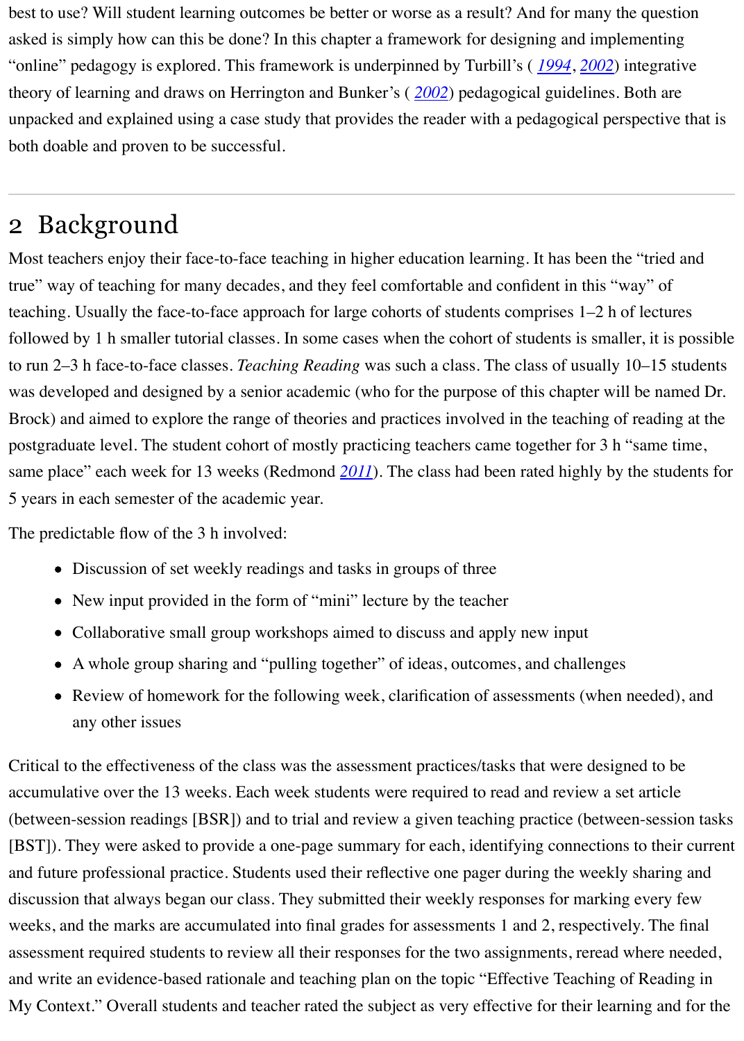best to use? Will student learning outcomes be better or worse as a result? And for many the question asked is simply how can this be done? In this chapter a framework for designing and implementing "online" pedagogy is explored. This framework is underpinned by Turbill's ( 1994, 2002) integrative theory of learning and draws on Herrington and Bunker's ( 2002) pedagogical guidelines. Both are unpacked and explained using a case study that provides the reader with a pedagogical perspective that is both doable and proven to be successful.

## 2 Background

Most teachers enjoy their face-to-face teaching in higher education learning. It has been the "tried and true" way of teaching for many decades, and they feel comfortable and confident in this "way" of teaching. Usually the face-to-face approach for large cohorts of students comprises 1–2 h of lectures followed by 1 h smaller tutorial classes. In some cases when the cohort of students is smaller, it is possible to run 2–3 h face-to-face classes. *Teaching Reading* was such a class. The class of usually 10–15 students was developed and designed by a senior academic (who for the purpose of this chapter will be named Dr. Brock) and aimed to explore the range of theories and practices involved in the teaching of reading at the postgraduate level. The student cohort of mostly practicing teachers came together for 3 h "same time, same place" each week for 13 weeks (Redmond 2011). The class had been rated highly by the students for 5 years in each semester of the academic year.

The predictable flow of the 3 h involved:

- Discussion of set weekly readings and tasks in groups of three
- New input provided in the form of "mini" lecture by the teacher
- Collaborative small group workshops aimed to discuss and apply new input
- A whole group sharing and "pulling together" of ideas, outcomes, and challenges
- Review of homework for the following week, clarification of assessments (when needed), and any other issues

Critical to the effectiveness of the class was the assessment practices/tasks that were designed to be accumulative over the 13 weeks. Each week students were required to read and review a set article (between-session readings [BSR]) and to trial and review a given teaching practice (between-session tasks [BST]). They were asked to provide a one-page summary for each, identifying connections to their current and future professional practice. Students used their reflective one pager during the weekly sharing and discussion that always began our class. They submitted their weekly responses for marking every few weeks, and the marks are accumulated into final grades for assessments 1 and 2, respectively. The final assessment required students to review all their responses for the two assignments, reread where needed, and write an evidence-based rationale and teaching plan on the topic "Effective Teaching of Reading in My Context." Overall students and teacher rated the subject as very effective for their learning and for the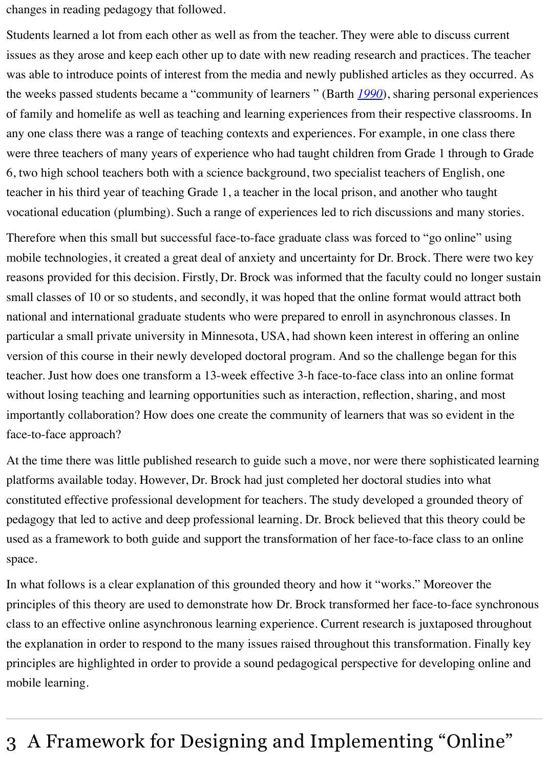changes in reading pedagogy that followed.

Students learned a lot from each other as well as from the teacher. They were able to discuss current issues as they arose and keep each other up to date with new reading research and practices. The teacher was able to introduce points of interest from the media and newly published articles as they occurred. As the weeks passed students became a "community of learners " (Barth 1990), sharing personal experiences of family and homelife as well as teaching and learning experiences from their respective classrooms. In any one class there was a range of teaching contexts and experiences. For example, in one class there were three teachers of many years of experience who had taught children from Grade 1 through to Grade 6, two high school teachers both with a science background, two specialist teachers of English, one teacher in his third year of teaching Grade 1, a teacher in the local prison, and another who taught vocational education (plumbing). Such a range of experiences led to rich discussions and many stories.

Therefore when this small but successful face-to-face graduate class was forced to "go online" using mobile technologies, it created a great deal of anxiety and uncertainty for Dr. Brock. There were two key reasons provided for this decision. Firstly, Dr. Brock was informed that the faculty could no longer sustain small classes of 10 or so students, and secondly, it was hoped that the online format would attract both national and international graduate students who were prepared to enroll in asynchronous classes. In particular a small private university in Minnesota, USA, had shown keen interest in offering an online version of this course in their newly developed doctoral program. And so the challenge began for this teacher. Just how does one transform a 13-week effective 3-h face-to-face class into an online format without losing teaching and learning opportunities such as interaction, reflection, sharing, and most importantly collaboration? How does one create the community of learners that was so evident in the face-to-face approach?

At the time there was little published research to guide such a move, nor were there sophisticated learning platforms available today. However, Dr. Brock had just completed her doctoral studies into what constituted effective professional development for teachers. The study developed a grounded theory of pedagogy that led to active and deep professional learning. Dr. Brock believed that this theory could be used as a framework to both guide and support the transformation of her face-to-face class to an online space.

In what follows is a clear explanation of this grounded theory and how it "works." Moreover the principles of this theory are used to demonstrate how Dr. Brock transformed her face-to-face synchronous class to an effective online asynchronous learning experience. Current research is juxtaposed throughout the explanation in order to respond to the many issues raised throughout this transformation. Finally key principles are highlighted in order to provide a sound pedagogical perspective for developing online and mobile learning.

## 3 A Framework for Designing and Implementing "Online"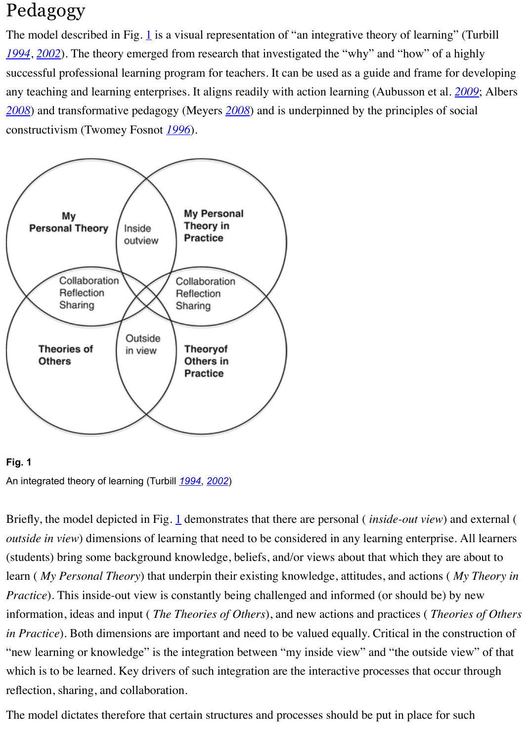# Pedagogy

The model described in Fig. 1 is a visual representation of "an integrative theory of learning" (Turbill 1994, 2002). The theory emerged from research that investigated the "why" and "how" of a highly successful professional learning program for teachers. It can be used as a guide and frame for developing any teaching and learning enterprises. It aligns readily with action learning (Aubusson et al. 2009; Albers 2008) and transformative pedagogy (Meyers 2008) and is underpinned by the principles of social constructivism (Twomey Fosnot 1996).

My Personal Theory

Inside outview

My Personal Theory in Practice

Collaboration Reflection Sharing

Collaboration Reflection Sharing

Theories of Others

Outside in view

Theoryof Others in Practice

**Fig. 1**

An integrated theory of learning (Turbill 1994, 2002)

Briefly, the model depicted in Fig. 1 demonstrates that there are personal ( *inside-out view*) and external ( *outside in view*) dimensions of learning that need to be considered in any learning enterprise. All learners (students) bring some background knowledge, beliefs, and/or views about that which they are about to learn ( *My Personal Theory*) that underpin their existing knowledge, attitudes, and actions ( *My Theory in Practice*). This inside-out view is constantly being challenged and informed (or should be) by new information, ideas and input ( *The Theories of Others*), and new actions and practices ( *Theories of Others in Practice*). Both dimensions are important and need to be valued equally. Critical in the construction of "new learning or knowledge" is the integration between "my inside view" and "the outside view" of that which is to be learned. Key drivers of such integration are the interactive processes that occur through reflection, sharing, and collaboration.

The model dictates therefore that certain structures and processes should be put in place for such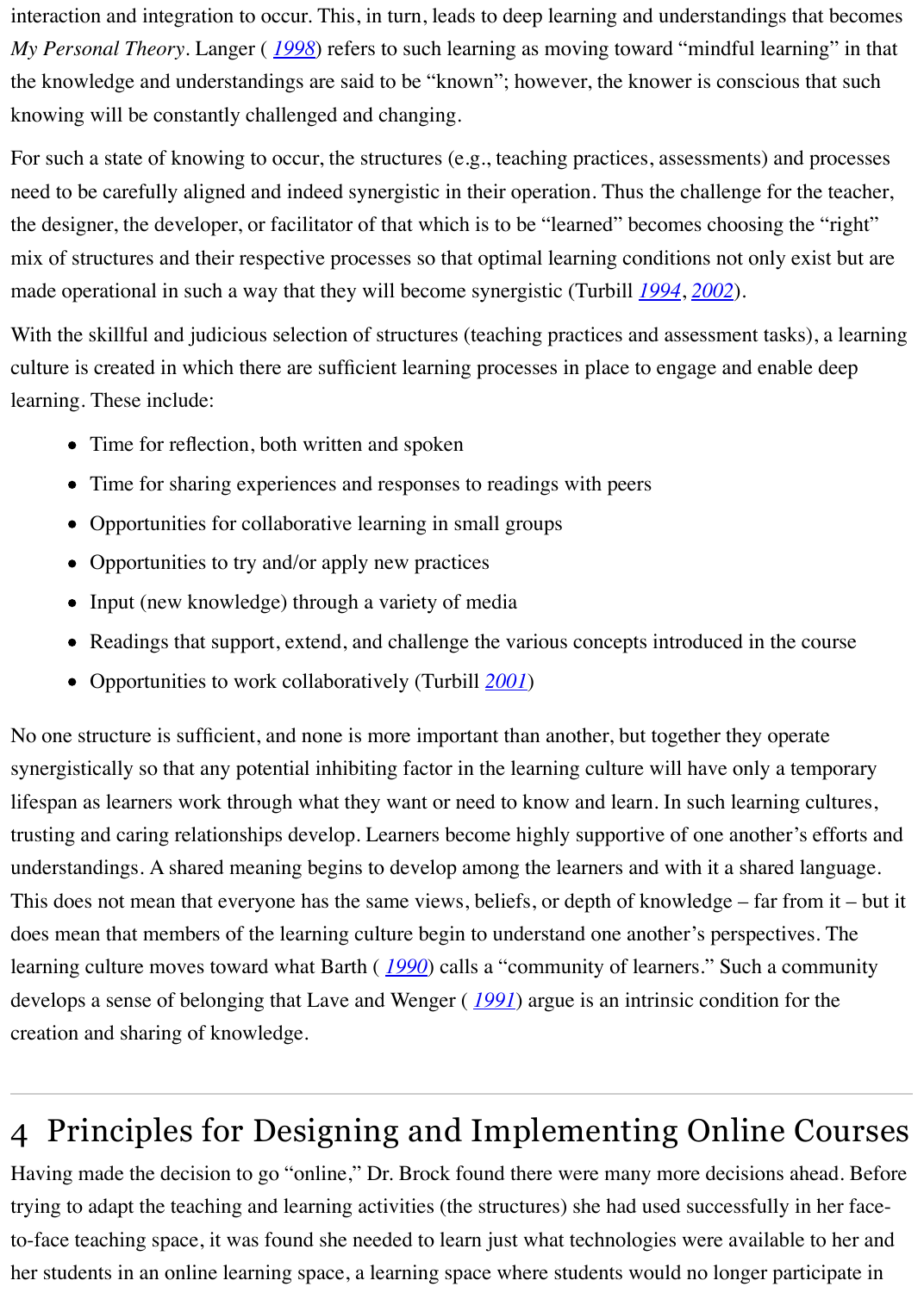interaction and integration to occur. This, in turn, leads to deep learning and understandings that becomes *My Personal Theory*. Langer ( 1998) refers to such learning as moving toward "mindful learning" in that the knowledge and understandings are said to be "known"; however, the knower is conscious that such knowing will be constantly challenged and changing.

For such a state of knowing to occur, the structures (e.g., teaching practices, assessments) and processes need to be carefully aligned and indeed synergistic in their operation. Thus the challenge for the teacher, the designer, the developer, or facilitator of that which is to be "learned" becomes choosing the "right" mix of structures and their respective processes so that optimal learning conditions not only exist but are made operational in such a way that they will become synergistic (Turbill 1994, 2002).

With the skillful and judicious selection of structures (teaching practices and assessment tasks), a learning culture is created in which there are sufficient learning processes in place to engage and enable deep learning. These include:

- Time for reflection, both written and spoken
- Time for sharing experiences and responses to readings with peers
- Opportunities for collaborative learning in small groups
- Opportunities to try and/or apply new practices
- Input (new knowledge) through a variety of media
- Readings that support, extend, and challenge the various concepts introduced in the course
- Opportunities to work collaboratively (Turbill 2001)

No one structure is sufficient, and none is more important than another, but together they operate synergistically so that any potential inhibiting factor in the learning culture will have only a temporary lifespan as learners work through what they want or need to know and learn. In such learning cultures, trusting and caring relationships develop. Learners become highly supportive of one another's efforts and understandings. A shared meaning begins to develop among the learners and with it a shared language. This does not mean that everyone has the same views, beliefs, or depth of knowledge – far from it – but it does mean that members of the learning culture begin to understand one another's perspectives. The learning culture moves toward what Barth ( 1990) calls a "community of learners." Such a community develops a sense of belonging that Lave and Wenger ( 1991) argue is an intrinsic condition for the creation and sharing of knowledge.

# 4 Principles for Designing and Implementing Online Courses

Having made the decision to go "online," Dr. Brock found there were many more decisions ahead. Before trying to adapt the teaching and learning activities (the structures) she had used successfully in her face-to-face teaching space, it was found she needed to learn just what technologies were available to her and her students in an online learning space, a learning space where students would no longer participate in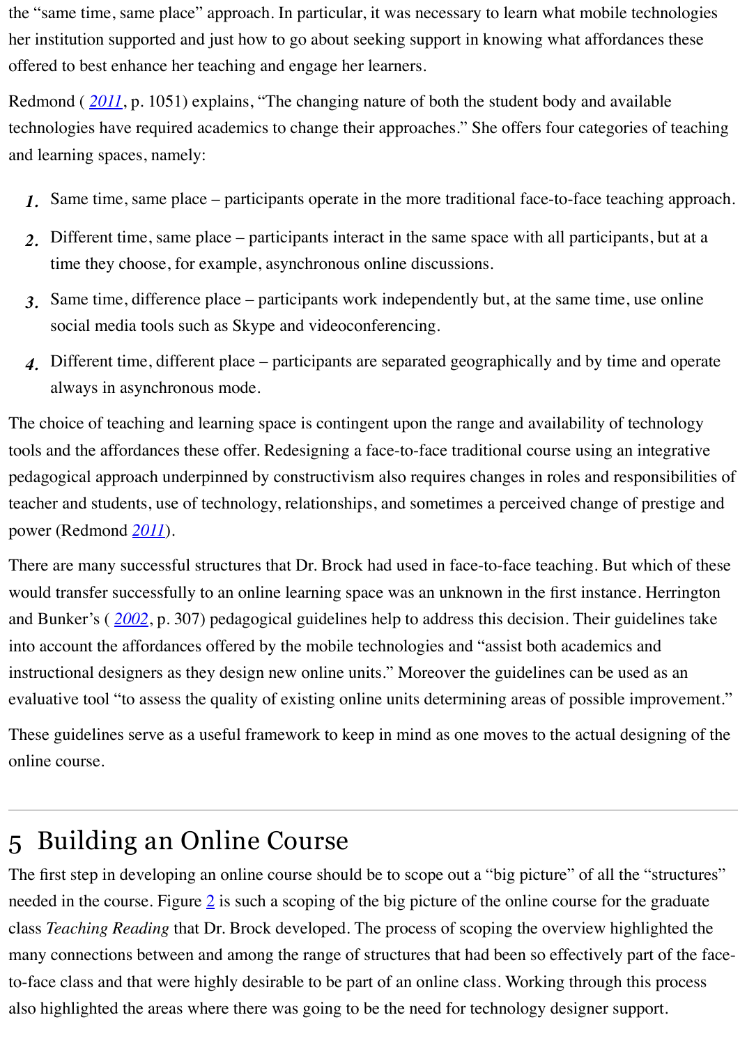the "same time, same place" approach. In particular, it was necessary to learn what mobile technologies her institution supported and just how to go about seeking support in knowing what affordances these offered to best enhance her teaching and engage her learners.

Redmond ( *2011*, p. 1051) explains, "The changing nature of both the student body and available technologies have required academics to change their approaches." She offers four categories of teaching and learning spaces, namely:

1. Same time, same place – participants operate in the more traditional face-to-face teaching approach.
2. Different time, same place – participants interact in the same space with all participants, but at a time they choose, for example, asynchronous online discussions.
3. Same time, difference place – participants work independently but, at the same time, use online social media tools such as Skype and videoconferencing.
4. Different time, different place – participants are separated geographically and by time and operate always in asynchronous mode.

The choice of teaching and learning space is contingent upon the range and availability of technology tools and the affordances these offer. Redesigning a face-to-face traditional course using an integrative pedagogical approach underpinned by constructivism also requires changes in roles and responsibilities of teacher and students, use of technology, relationships, and sometimes a perceived change of prestige and power (Redmond *2011*).

There are many successful structures that Dr. Brock had used in face-to-face teaching. But which of these would transfer successfully to an online learning space was an unknown in the first instance. Herrington and Bunker's ( *2002*, p. 307) pedagogical guidelines help to address this decision. Their guidelines take into account the affordances offered by the mobile technologies and "assist both academics and instructional designers as they design new online units." Moreover the guidelines can be used as an evaluative tool "to assess the quality of existing online units determining areas of possible improvement."

These guidelines serve as a useful framework to keep in mind as one moves to the actual designing of the online course.

## 5 Building an Online Course

The first step in developing an online course should be to scope out a "big picture" of all the "structures" needed in the course. Figure 2 is such a scoping of the big picture of the online course for the graduate class *Teaching Reading* that Dr. Brock developed. The process of scoping the overview highlighted the many connections between and among the range of structures that had been so effectively part of the face-to-face class and that were highly desirable to be part of an online class. Working through this process also highlighted the areas where there was going to be the need for technology designer support.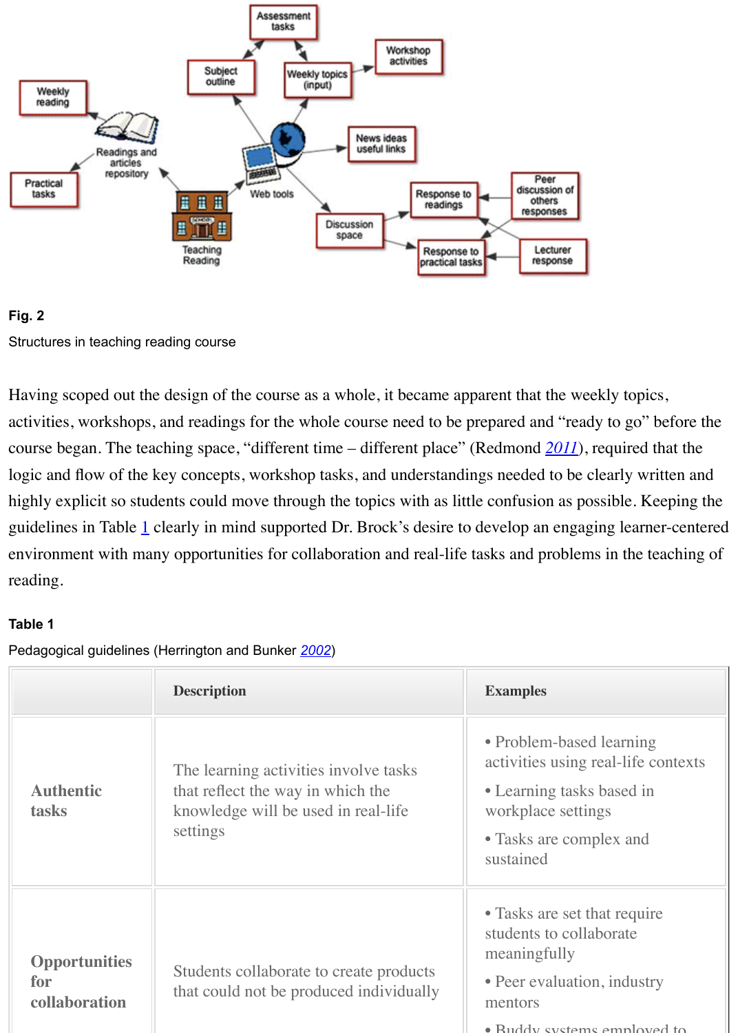Assessment tasks

Subject outline

Weekly topics (input)

Workshop activities

Weekly reading

Readings and articles repository

Practical tasks

Teaching Reading

Web tools

News ideas useful links

Discussion space

Response to readings

Peer discussion of others responses

Response to practical tasks

Lecturer response

**Fig. 2**

Structures in teaching reading course

Having scoped out the design of the course as a whole, it became apparent that the weekly topics, activities, workshops, and readings for the whole course need to be prepared and "ready to go" before the course began. The teaching space, "different time – different place" (Redmond 2011), required that the logic and flow of the key concepts, workshop tasks, and understandings needed to be clearly written and highly explicit so students could move through the topics with as little confusion as possible. Keeping the guidelines in Table 1 clearly in mind supported Dr. Brock's desire to develop an engaging learner-centered environment with many opportunities for collaboration and real-life tasks and problems in the teaching of reading.

**Table 1**

Pedagogical guidelines (Herrington and Bunker 2002)

| | Description | Examples |
|---|---|---|
| **Authentic tasks** | The learning activities involve tasks that reflect the way in which the knowledge will be used in real-life settings | • Problem-based learning activities using real-life contexts<br>• Learning tasks based in workplace settings<br>• Tasks are complex and sustained |
| **Opportunities for collaboration** | Students collaborate to create products that could not be produced individually | • Tasks are set that require students to collaborate meaningfully<br>• Peer evaluation, industry mentors<br>• Buddy systems employed to |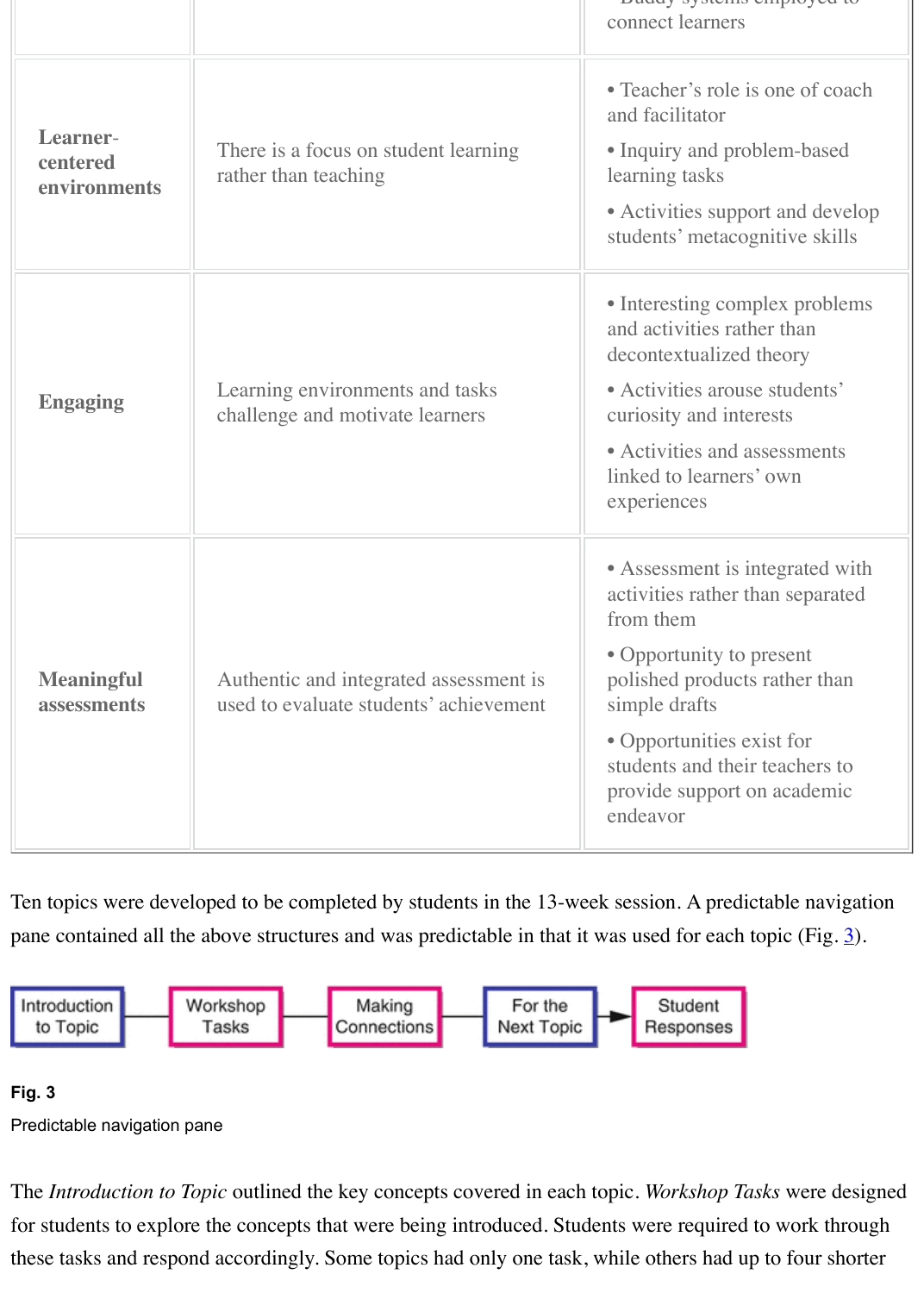| | | |
|---|---|---|
| | | • Buddy systems employed to connect learners |
| **Learner-centered environments** | There is a focus on student learning rather than teaching | • Teacher's role is one of coach and facilitator<br>• Inquiry and problem-based learning tasks<br>• Activities support and develop students' metacognitive skills |
| **Engaging** | Learning environments and tasks challenge and motivate learners | • Interesting complex problems and activities rather than decontextualized theory<br>• Activities arouse students' curiosity and interests<br>• Activities and assessments linked to learners' own experiences |
| **Meaningful assessments** | Authentic and integrated assessment is used to evaluate students' achievement | • Assessment is integrated with activities rather than separated from them<br>• Opportunity to present polished products rather than simple drafts<br>• Opportunities exist for students and their teachers to provide support on academic endeavor |

Ten topics were developed to be completed by students in the 13-week session. A predictable navigation pane contained all the above structures and was predictable in that it was used for each topic (Fig. 3).

Introduction to Topic
Workshop Tasks
Making Connections
For the Next Topic
Student Responses

**Fig. 3**

Predictable navigation pane

The *Introduction to Topic* outlined the key concepts covered in each topic. *Workshop Tasks* were designed for students to explore the concepts that were being introduced. Students were required to work through these tasks and respond accordingly. Some topics had only one task, while others had up to four shorter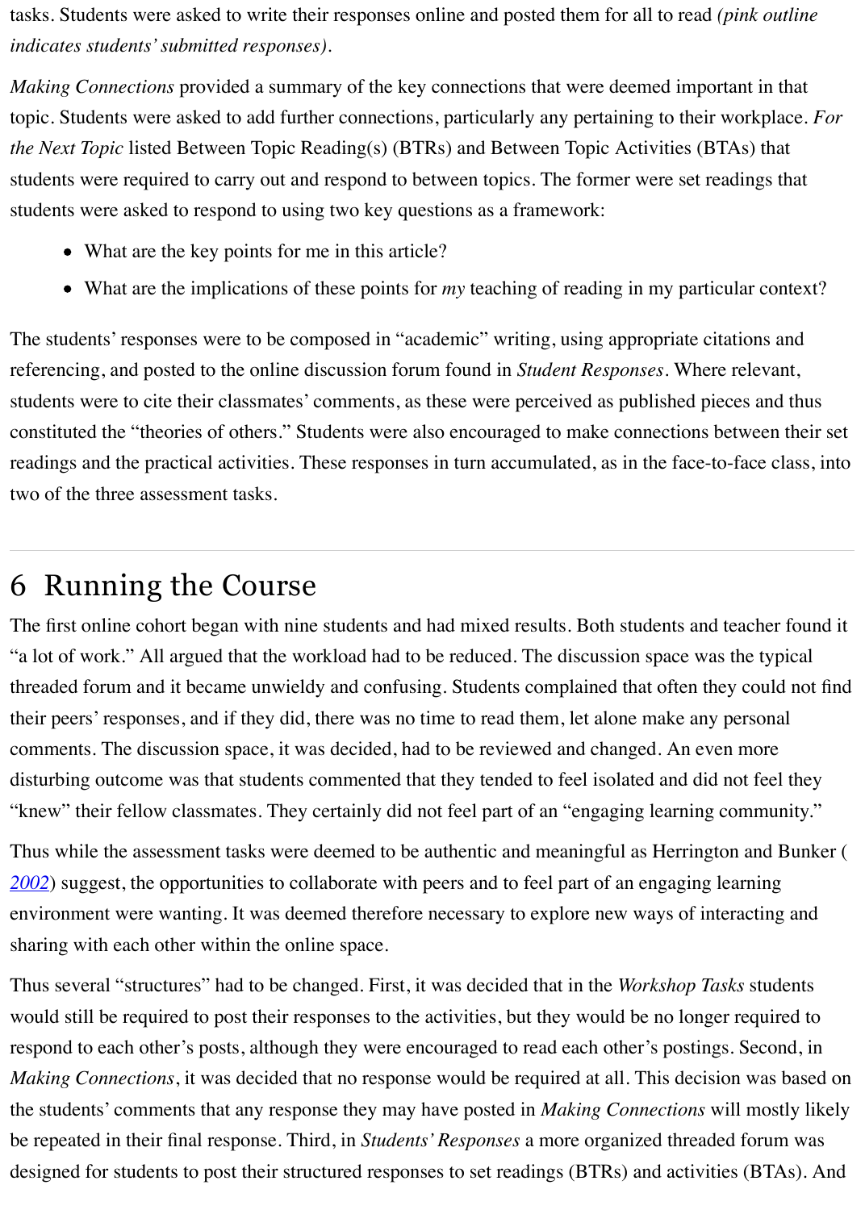tasks. Students were asked to write their responses online and posted them for all to read *(pink outline indicates students' submitted responses)*.

*Making Connections* provided a summary of the key connections that were deemed important in that topic. Students were asked to add further connections, particularly any pertaining to their workplace. *For the Next Topic* listed Between Topic Reading(s) (BTRs) and Between Topic Activities (BTAs) that students were required to carry out and respond to between topics. The former were set readings that students were asked to respond to using two key questions as a framework:

- What are the key points for me in this article?
- What are the implications of these points for *my* teaching of reading in my particular context?

The students' responses were to be composed in "academic" writing, using appropriate citations and referencing, and posted to the online discussion forum found in *Student Responses*. Where relevant, students were to cite their classmates' comments, as these were perceived as published pieces and thus constituted the "theories of others." Students were also encouraged to make connections between their set readings and the practical activities. These responses in turn accumulated, as in the face-to-face class, into two of the three assessment tasks.

## 6 Running the Course

The first online cohort began with nine students and had mixed results. Both students and teacher found it "a lot of work." All argued that the workload had to be reduced. The discussion space was the typical threaded forum and it became unwieldy and confusing. Students complained that often they could not find their peers' responses, and if they did, there was no time to read them, let alone make any personal comments. The discussion space, it was decided, had to be reviewed and changed. An even more disturbing outcome was that students commented that they tended to feel isolated and did not feel they "knew" their fellow classmates. They certainly did not feel part of an "engaging learning community."

Thus while the assessment tasks were deemed to be authentic and meaningful as Herrington and Bunker (2002) suggest, the opportunities to collaborate with peers and to feel part of an engaging learning environment were wanting. It was deemed therefore necessary to explore new ways of interacting and sharing with each other within the online space.

Thus several "structures" had to be changed. First, it was decided that in the *Workshop Tasks* students would still be required to post their responses to the activities, but they would be no longer required to respond to each other's posts, although they were encouraged to read each other's postings. Second, in *Making Connections*, it was decided that no response would be required at all. This decision was based on the students' comments that any response they may have posted in *Making Connections* will mostly likely be repeated in their final response. Third, in *Students' Responses* a more organized threaded forum was designed for students to post their structured responses to set readings (BTRs) and activities (BTAs). And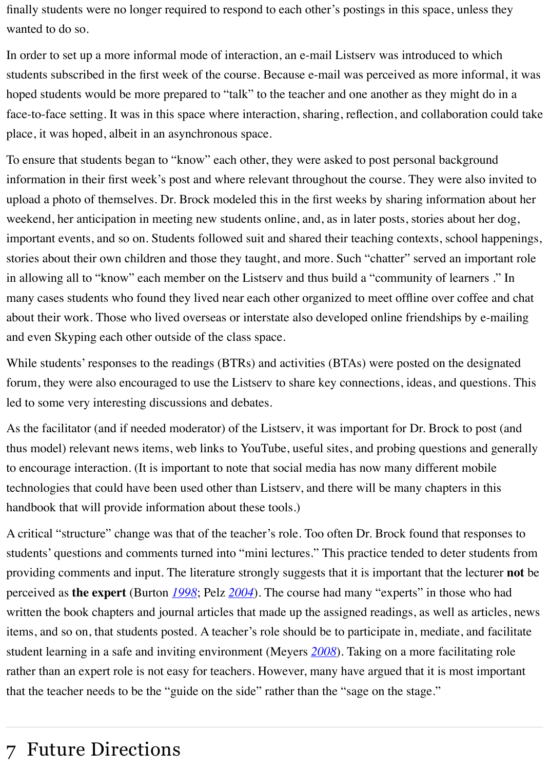finally students were no longer required to respond to each other's postings in this space, unless they wanted to do so.

In order to set up a more informal mode of interaction, an e-mail Listserv was introduced to which students subscribed in the first week of the course. Because e-mail was perceived as more informal, it was hoped students would be more prepared to "talk" to the teacher and one another as they might do in a face-to-face setting. It was in this space where interaction, sharing, reflection, and collaboration could take place, it was hoped, albeit in an asynchronous space.

To ensure that students began to "know" each other, they were asked to post personal background information in their first week's post and where relevant throughout the course. They were also invited to upload a photo of themselves. Dr. Brock modeled this in the first weeks by sharing information about her weekend, her anticipation in meeting new students online, and, as in later posts, stories about her dog, important events, and so on. Students followed suit and shared their teaching contexts, school happenings, stories about their own children and those they taught, and more. Such "chatter" served an important role in allowing all to "know" each member on the Listserv and thus build a "community of learners ." In many cases students who found they lived near each other organized to meet offline over coffee and chat about their work. Those who lived overseas or interstate also developed online friendships by e-mailing and even Skyping each other outside of the class space.

While students' responses to the readings (BTRs) and activities (BTAs) were posted on the designated forum, they were also encouraged to use the Listserv to share key connections, ideas, and questions. This led to some very interesting discussions and debates.

As the facilitator (and if needed moderator) of the Listserv, it was important for Dr. Brock to post (and thus model) relevant news items, web links to YouTube, useful sites, and probing questions and generally to encourage interaction. (It is important to note that social media has now many different mobile technologies that could have been used other than Listserv, and there will be many chapters in this handbook that will provide information about these tools.)

A critical "structure" change was that of the teacher's role. Too often Dr. Brock found that responses to students' questions and comments turned into "mini lectures." This practice tended to deter students from providing comments and input. The literature strongly suggests that it is important that the lecturer **not** be perceived as **the expert** (Burton *1998*; Pelz *2004*). The course had many "experts" in those who had written the book chapters and journal articles that made up the assigned readings, as well as articles, news items, and so on, that students posted. A teacher's role should be to participate in, mediate, and facilitate student learning in a safe and inviting environment (Meyers *2008*). Taking on a more facilitating role rather than an expert role is not easy for teachers. However, many have argued that it is most important that the teacher needs to be the "guide on the side" rather than the "sage on the stage."

## 7 Future Directions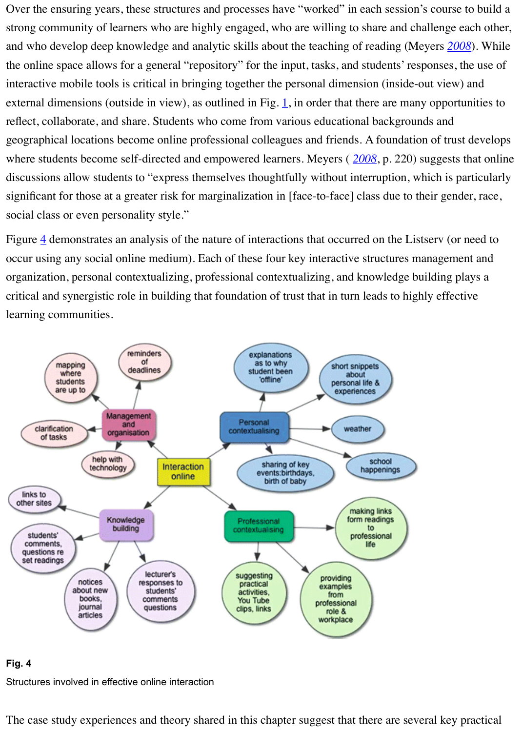Over the ensuring years, these structures and processes have “worked” in each session’s course to build a strong community of learners who are highly engaged, who are willing to share and challenge each other, and who develop deep knowledge and analytic skills about the teaching of reading (Meyers 2008). While the online space allows for a general “repository” for the input, tasks, and students’ responses, the use of interactive mobile tools is critical in bringing together the personal dimension (inside-out view) and external dimensions (outside in view), as outlined in Fig. 1, in order that there are many opportunities to reflect, collaborate, and share. Students who come from various educational backgrounds and geographical locations become online professional colleagues and friends. A foundation of trust develops where students become self-directed and empowered learners. Meyers ( 2008, p. 220) suggests that online discussions allow students to “express themselves thoughtfully without interruption, which is particularly significant for those at a greater risk for marginalization in [face-to-face] class due to their gender, race, social class or even personality style.”

Figure 4 demonstrates an analysis of the nature of interactions that occurred on the Listserv (or need to occur using any social online medium). Each of these four key interactive structures management and organization, personal contextualizing, professional contextualizing, and knowledge building plays a critical and synergistic role in building that foundation of trust that in turn leads to highly effective learning communities.

Interaction online

Management and organisation
mapping where students are up to
reminders of deadlines
clarification of tasks
help with technology

Personal contextualising
explanations as to why student been 'offline'
short snippets about personal life & experiences
weather
school happenings
sharing of key events:birthdays, birth of baby

Knowledge building
links to other sites
students' comments, questions re set readings
notices about new books, journal articles
lecturer's responses to students' comments questions

Professional contextualising
making links form readings to professional life
suggesting practical activities, You Tube clips, links
providing examples from professional role & workplace

**Fig. 4**

Structures involved in effective online interaction

The case study experiences and theory shared in this chapter suggest that there are several key practical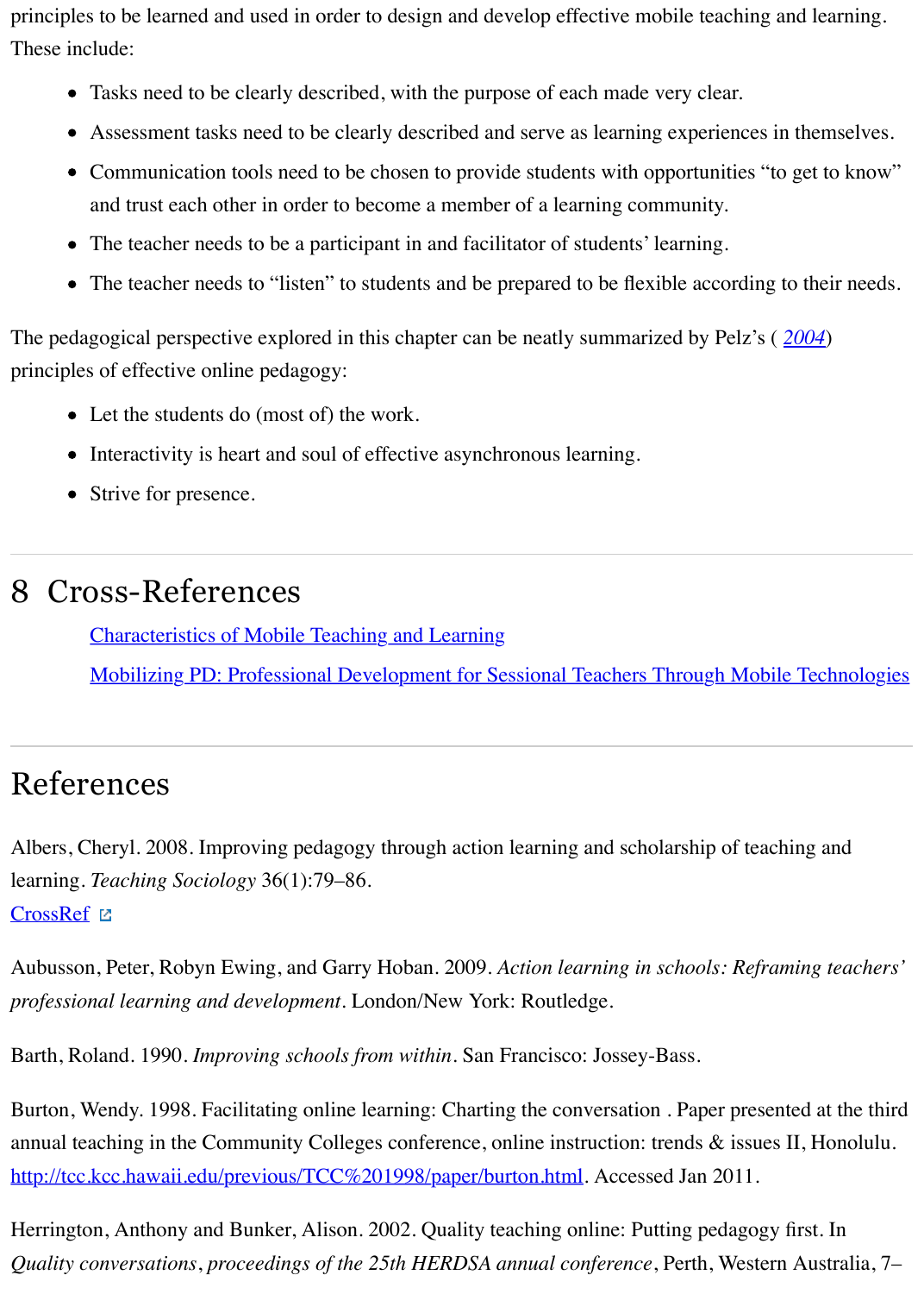principles to be learned and used in order to design and develop effective mobile teaching and learning. These include:

- Tasks need to be clearly described, with the purpose of each made very clear.
- Assessment tasks need to be clearly described and serve as learning experiences in themselves.
- Communication tools need to be chosen to provide students with opportunities "to get to know" and trust each other in order to become a member of a learning community.
- The teacher needs to be a participant in and facilitator of students' learning.
- The teacher needs to "listen" to students and be prepared to be flexible according to their needs.

The pedagogical perspective explored in this chapter can be neatly summarized by Pelz's ( 2004) principles of effective online pedagogy:

- Let the students do (most of) the work.
- Interactivity is heart and soul of effective asynchronous learning.
- Strive for presence.

## 8 Cross-References

Characteristics of Mobile Teaching and Learning

Mobilizing PD: Professional Development for Sessional Teachers Through Mobile Technologies

## References

Albers, Cheryl. 2008. Improving pedagogy through action learning and scholarship of teaching and learning. *Teaching Sociology* 36(1):79–86.
CrossRef

Aubusson, Peter, Robyn Ewing, and Garry Hoban. 2009. *Action learning in schools: Reframing teachers' professional learning and development*. London/New York: Routledge.

Barth, Roland. 1990. *Improving schools from within*. San Francisco: Jossey-Bass.

Burton, Wendy. 1998. Facilitating online learning: Charting the conversation . Paper presented at the third annual teaching in the Community Colleges conference, online instruction: trends & issues II, Honolulu. http://tcc.kcc.hawaii.edu/previous/TCC%201998/paper/burton.html. Accessed Jan 2011.

Herrington, Anthony and Bunker, Alison. 2002. Quality teaching online: Putting pedagogy first. In *Quality conversations*, *proceedings of the 25th HERDSA annual conference*, Perth, Western Australia, 7–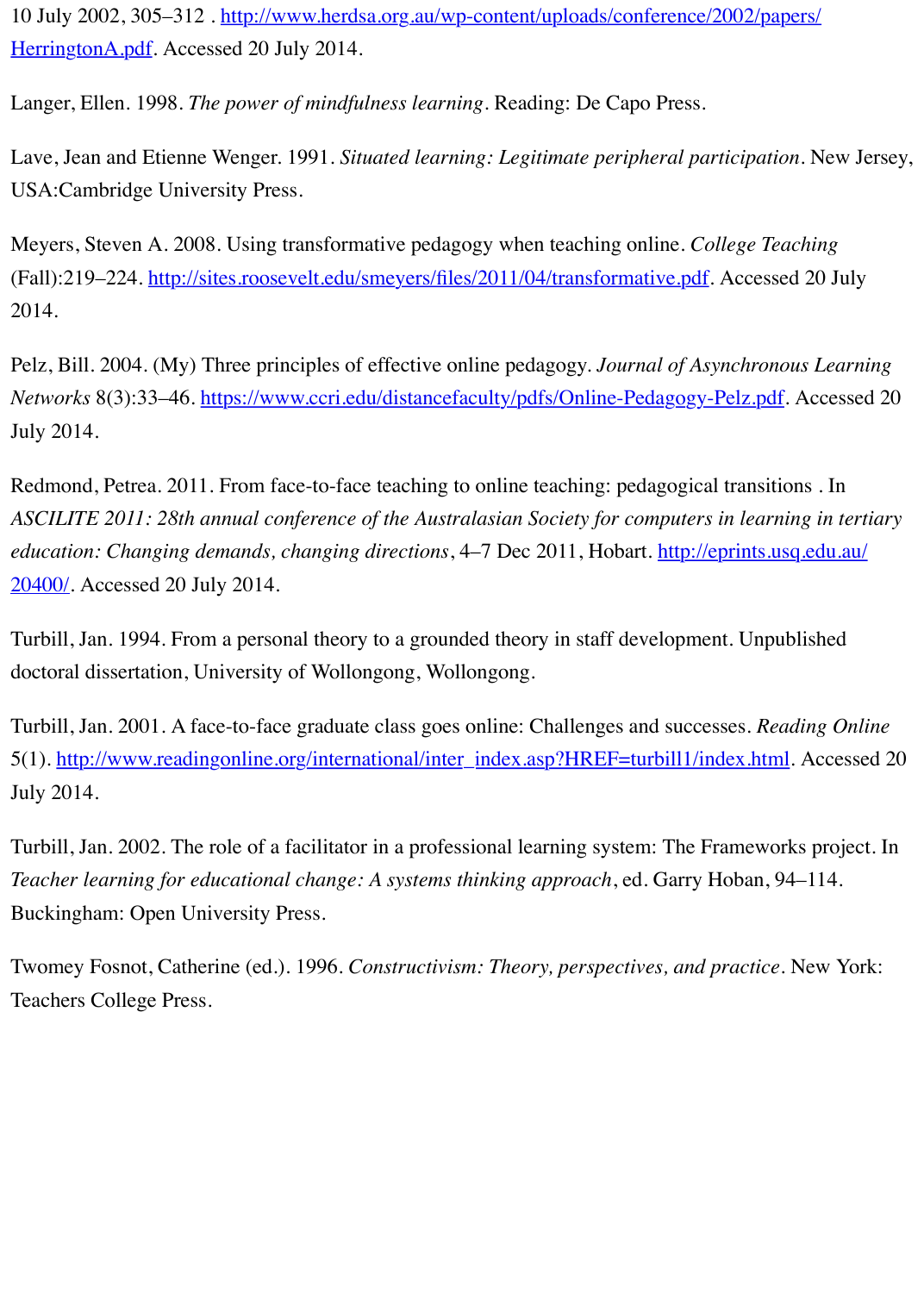10 July 2002, 305–312 . [http://www.herdsa.org.au/wp-content/uploads/conference/2002/papers/HerringtonA.pdf](http://www.herdsa.org.au/wp-content/uploads/conference/2002/papers/HerringtonA.pdf). Accessed 20 July 2014.

Langer, Ellen. 1998. *The power of mindfulness learning*. Reading: De Capo Press.

Lave, Jean and Etienne Wenger. 1991. *Situated learning: Legitimate peripheral participation*. New Jersey, USA:Cambridge University Press.

Meyers, Steven A. 2008. Using transformative pedagogy when teaching online. *College Teaching* (Fall):219–224. [http://sites.roosevelt.edu/smeyers/files/2011/04/transformative.pdf](http://sites.roosevelt.edu/smeyers/files/2011/04/transformative.pdf). Accessed 20 July 2014.

Pelz, Bill. 2004. (My) Three principles of effective online pedagogy. *Journal of Asynchronous Learning Networks* 8(3):33–46. [https://www.ccri.edu/distancefaculty/pdfs/Online-Pedagogy-Pelz.pdf](https://www.ccri.edu/distancefaculty/pdfs/Online-Pedagogy-Pelz.pdf). Accessed 20 July 2014.

Redmond, Petrea. 2011. From face-to-face teaching to online teaching: pedagogical transitions . In *ASCILITE 2011: 28th annual conference of the Australasian Society for computers in learning in tertiary education: Changing demands, changing directions*, 4–7 Dec 2011, Hobart. [http://eprints.usq.edu.au/20400/](http://eprints.usq.edu.au/20400/). Accessed 20 July 2014.

Turbill, Jan. 1994. From a personal theory to a grounded theory in staff development. Unpublished doctoral dissertation, University of Wollongong, Wollongong.

Turbill, Jan. 2001. A face-to-face graduate class goes online: Challenges and successes. *Reading Online* 5(1). [http://www.readingonline.org/international/inter_index.asp?HREF=turbill1/index.html](http://www.readingonline.org/international/inter_index.asp?HREF=turbill1/index.html). Accessed 20 July 2014.

Turbill, Jan. 2002. The role of a facilitator in a professional learning system: The Frameworks project. In *Teacher learning for educational change: A systems thinking approach*, ed. Garry Hoban, 94–114. Buckingham: Open University Press.

Twomey Fosnot, Catherine (ed.). 1996. *Constructivism: Theory, perspectives, and practice*. New York: Teachers College Press.